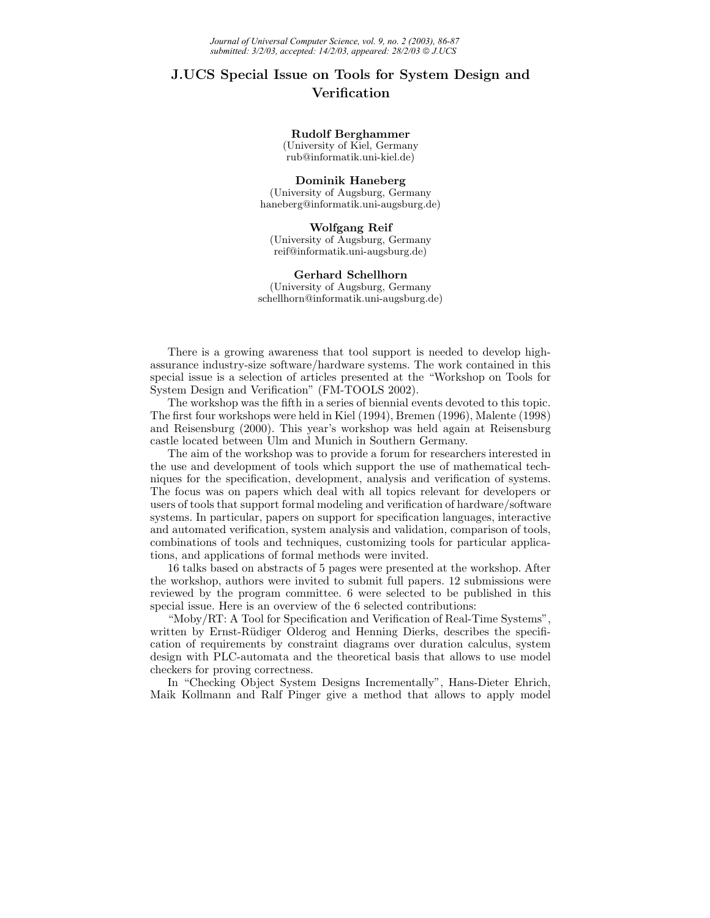# J.UCS Special Issue on Tools for System Design and Verification

**Rudolf Berghammer**
(University of Kiel, Germany
rub@informatik.uni-kiel.de)

**Dominik Haneberg**
(University of Augsburg, Germany
haneberg@informatik.uni-augsburg.de)

**Wolfgang Reif**
(University of Augsburg, Germany
reif@informatik.uni-augsburg.de)

**Gerhard Schellhorn**
(University of Augsburg, Germany
schellhorn@informatik.uni-augsburg.de)

There is a growing awareness that tool support is needed to develop high-assurance industry-size software/hardware systems. The work contained in this special issue is a selection of articles presented at the "Workshop on Tools for System Design and Verification" (FM-TOOLS 2002).

The workshop was the fifth in a series of biennial events devoted to this topic. The first four workshops were held in Kiel (1994), Bremen (1996), Malente (1998) and Reisensburg (2000). This year's workshop was held again at Reisensburg castle located between Ulm and Munich in Southern Germany.

The aim of the workshop was to provide a forum for researchers interested in the use and development of tools which support the use of mathematical techniques for the specification, development, analysis and verification of systems. The focus was on papers which deal with all topics relevant for developers or users of tools that support formal modeling and verification of hardware/software systems. In particular, papers on support for specification languages, interactive and automated verification, system analysis and validation, comparison of tools, combinations of tools and techniques, customizing tools for particular applications, and applications of formal methods were invited.

16 talks based on abstracts of 5 pages were presented at the workshop. After the workshop, authors were invited to submit full papers. 12 submissions were reviewed by the program committee. 6 were selected to be published in this special issue. Here is an overview of the 6 selected contributions:

"Moby/RT: A Tool for Specification and Verification of Real-Time Systems", written by Ernst-Rüdiger Olderog and Henning Dierks, describes the specification of requirements by constraint diagrams over duration calculus, system design with PLC-automata and the theoretical basis that allows to use model checkers for proving correctness.

In "Checking Object System Designs Incrementally", Hans-Dieter Ehrich, Maik Kollmann and Ralf Pinger give a method that allows to apply model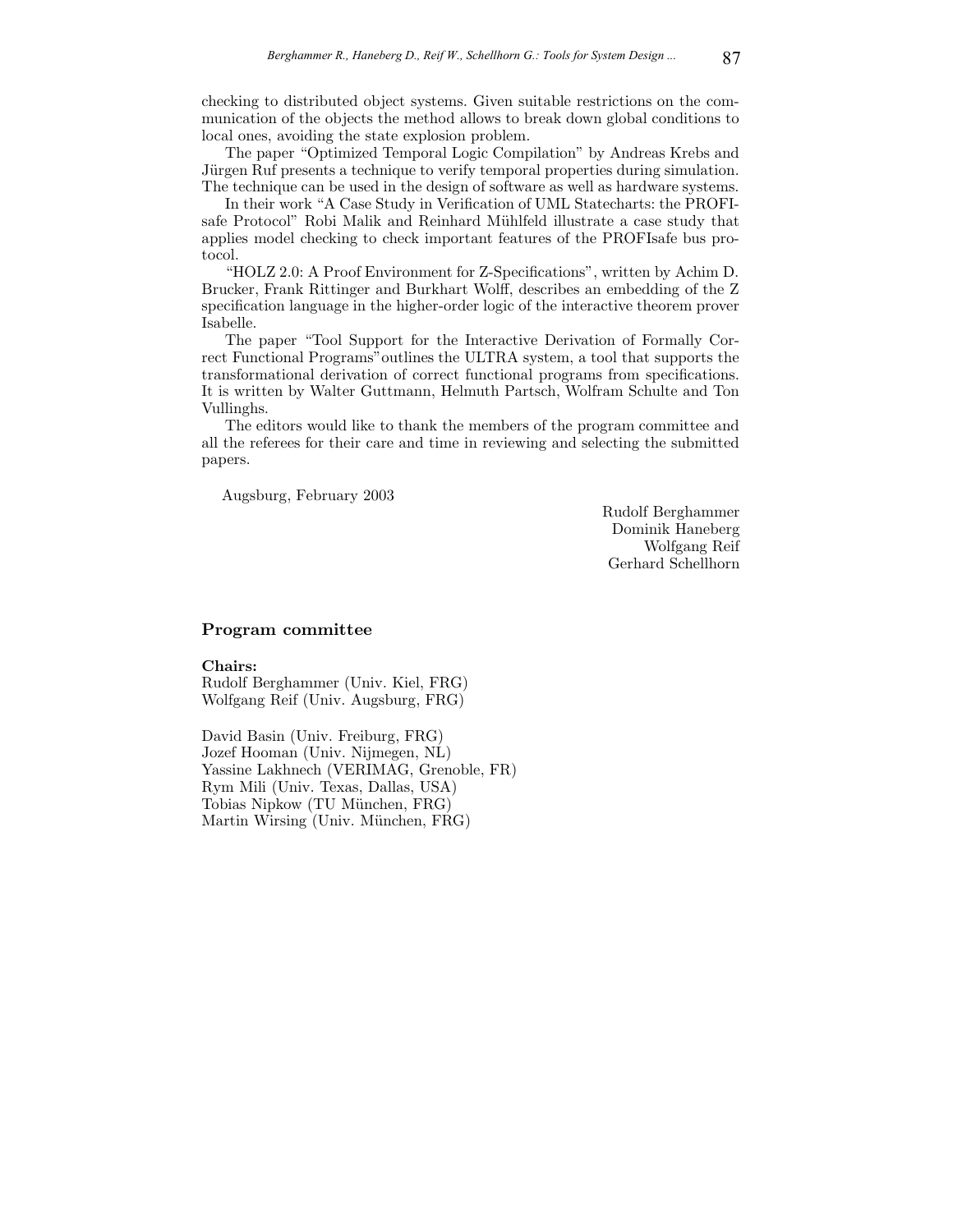checking to distributed object systems. Given suitable restrictions on the communication of the objects the method allows to break down global conditions to local ones, avoiding the state explosion problem.

The paper "Optimized Temporal Logic Compilation" by Andreas Krebs and Jürgen Ruf presents a technique to verify temporal properties during simulation. The technique can be used in the design of software as well as hardware systems.

In their work "A Case Study in Verification of UML Statecharts: the PROFIsafe Protocol" Robi Malik and Reinhard Mühlfeld illustrate a case study that applies model checking to check important features of the PROFIsafe bus protocol.

"HOLZ 2.0: A Proof Environment for Z-Specifications", written by Achim D. Brucker, Frank Rittinger and Burkhart Wolff, describes an embedding of the Z specification language in the higher-order logic of the interactive theorem prover Isabelle.

The paper "Tool Support for the Interactive Derivation of Formally Correct Functional Programs" outlines the ULTRA system, a tool that supports the transformational derivation of correct functional programs from specifications. It is written by Walter Guttmann, Helmuth Partsch, Wolfram Schulte and Ton Vullinghs.

The editors would like to thank the members of the program committee and all the referees for their care and time in reviewing and selecting the submitted papers.

Augsburg, February 2003

Rudolf Berghammer
Dominik Haneberg
Wolfgang Reif
Gerhard Schellhorn

## Program committee

**Chairs:**
Rudolf Berghammer (Univ. Kiel, FRG)
Wolfgang Reif (Univ. Augsburg, FRG)

David Basin (Univ. Freiburg, FRG)
Jozef Hooman (Univ. Nijmegen, NL)
Yassine Lakhnech (VERIMAG, Grenoble, FR)
Rym Mili (Univ. Texas, Dallas, USA)
Tobias Nipkow (TU München, FRG)
Martin Wirsing (Univ. München, FRG)